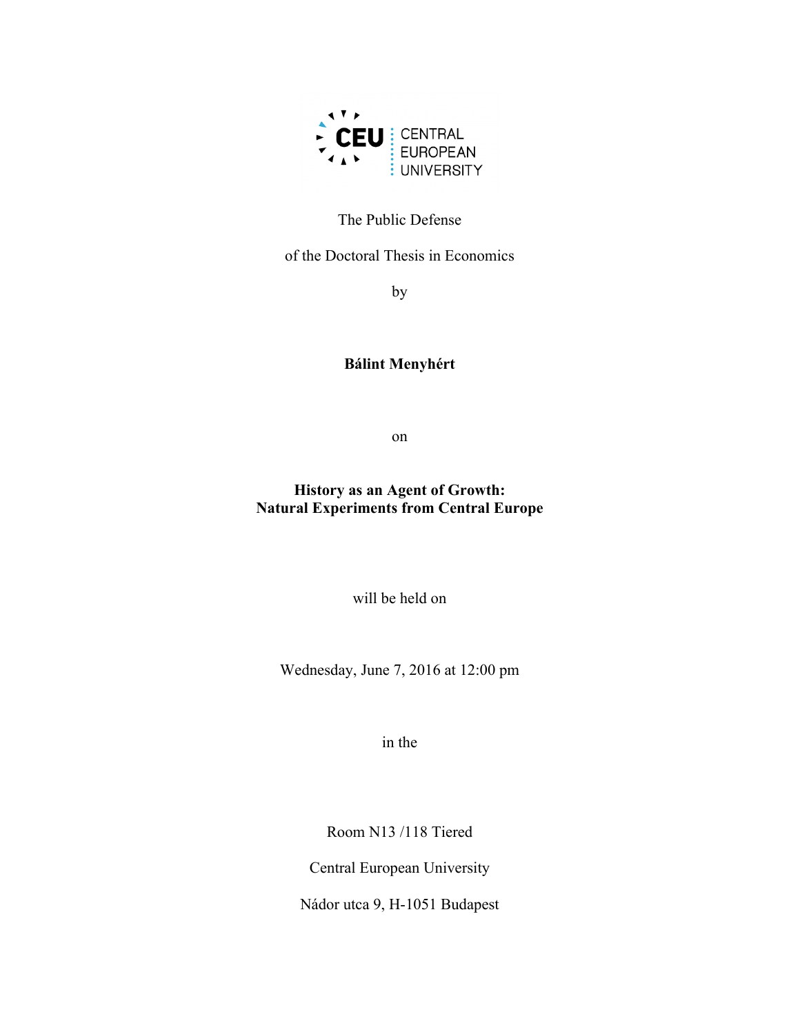CEU CENTRAL EUROPEAN UNIVERSITY

The Public Defense

of the Doctoral Thesis in Economics

by

**Bálint Menyhért**

on

**History as an Agent of Growth:**
**Natural Experiments from Central Europe**

will be held on

Wednesday, June 7, 2016 at 12:00 pm

in the

Room N13 /118 Tiered

Central European University

Nádor utca 9, H-1051 Budapest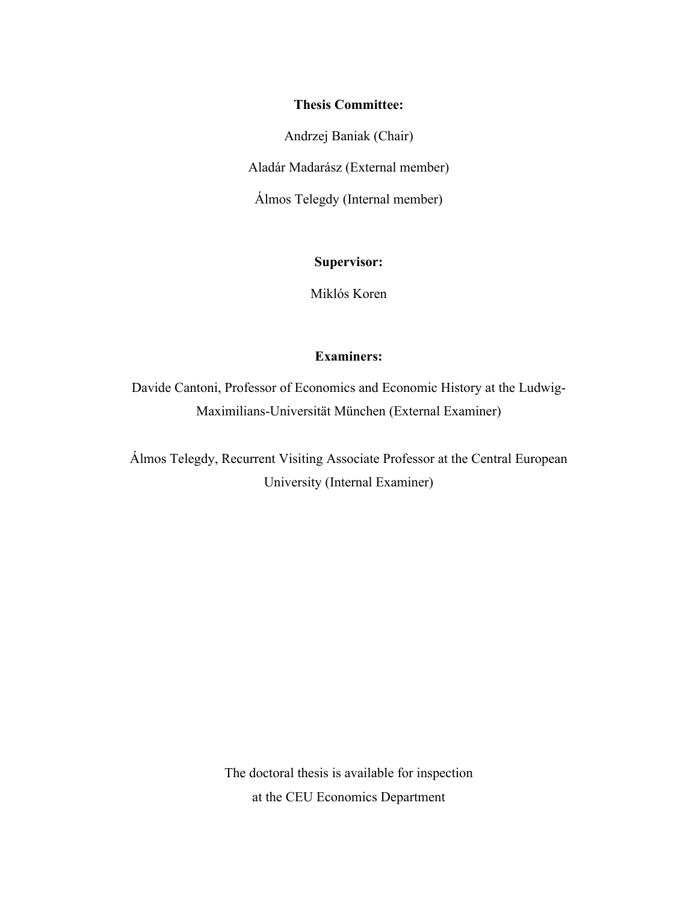**Thesis Committee:**

Andrzej Baniak (Chair)

Aladár Madarász (External member)

Álmos Telegdy (Internal member)

**Supervisor:**

Miklós Koren

**Examiners:**

Davide Cantoni, Professor of Economics and Economic History at the Ludwig-Maximilians-Universität München (External Examiner)

Álmos Telegdy, Recurrent Visiting Associate Professor at the Central European University (Internal Examiner)

The doctoral thesis is available for inspection at the CEU Economics Department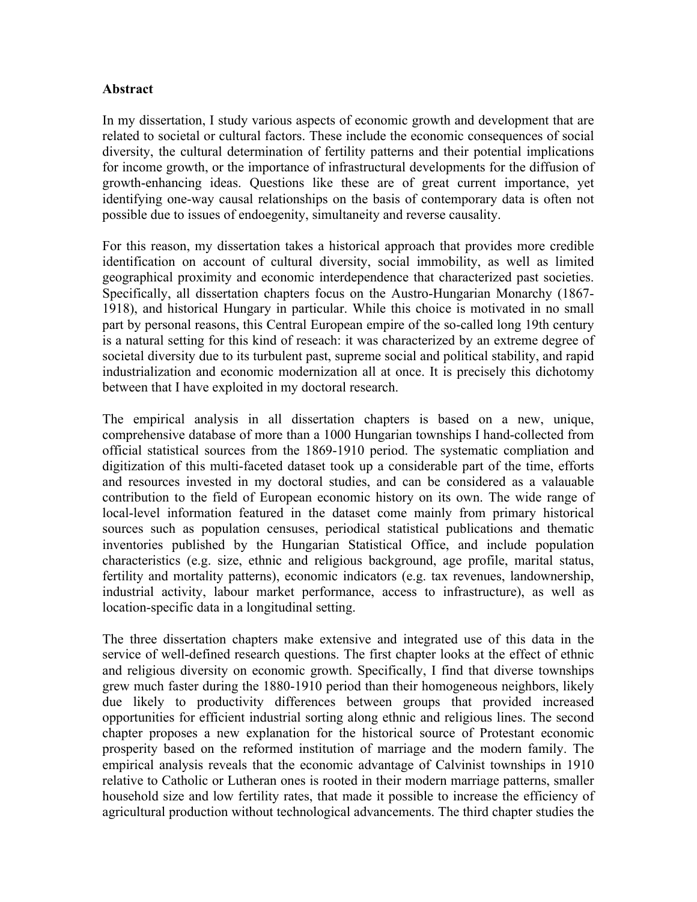**Abstract**

In my dissertation, I study various aspects of economic growth and development that are related to societal or cultural factors. These include the economic consequences of social diversity, the cultural determination of fertility patterns and their potential implications for income growth, or the importance of infrastructural developments for the diffusion of growth-enhancing ideas. Questions like these are of great current importance, yet identifying one-way causal relationships on the basis of contemporary data is often not possible due to issues of endoegenity, simultaneity and reverse causality.

For this reason, my dissertation takes a historical approach that provides more credible identification on account of cultural diversity, social immobility, as well as limited geographical proximity and economic interdependence that characterized past societies. Specifically, all dissertation chapters focus on the Austro-Hungarian Monarchy (1867-1918), and historical Hungary in particular. While this choice is motivated in no small part by personal reasons, this Central European empire of the so-called long 19th century is a natural setting for this kind of reseach: it was characterized by an extreme degree of societal diversity due to its turbulent past, supreme social and political stability, and rapid industrialization and economic modernization all at once. It is precisely this dichotomy between that I have exploited in my doctoral research.

The empirical analysis in all dissertation chapters is based on a new, unique, comprehensive database of more than a 1000 Hungarian townships I hand-collected from official statistical sources from the 1869-1910 period. The systematic compliation and digitization of this multi-faceted dataset took up a considerable part of the time, efforts and resources invested in my doctoral studies, and can be considered as a valauable contribution to the field of European economic history on its own. The wide range of local-level information featured in the dataset come mainly from primary historical sources such as population censuses, periodical statistical publications and thematic inventories published by the Hungarian Statistical Office, and include population characteristics (e.g. size, ethnic and religious background, age profile, marital status, fertility and mortality patterns), economic indicators (e.g. tax revenues, landownership, industrial activity, labour market performance, access to infrastructure), as well as location-specific data in a longitudinal setting.

The three dissertation chapters make extensive and integrated use of this data in the service of well-defined research questions. The first chapter looks at the effect of ethnic and religious diversity on economic growth. Specifically, I find that diverse townships grew much faster during the 1880-1910 period than their homogeneous neighbors, likely due likely to productivity differences between groups that provided increased opportunities for efficient industrial sorting along ethnic and religious lines. The second chapter proposes a new explanation for the historical source of Protestant economic prosperity based on the reformed institution of marriage and the modern family. The empirical analysis reveals that the economic advantage of Calvinist townships in 1910 relative to Catholic or Lutheran ones is rooted in their modern marriage patterns, smaller household size and low fertility rates, that made it possible to increase the efficiency of agricultural production without technological advancements. The third chapter studies the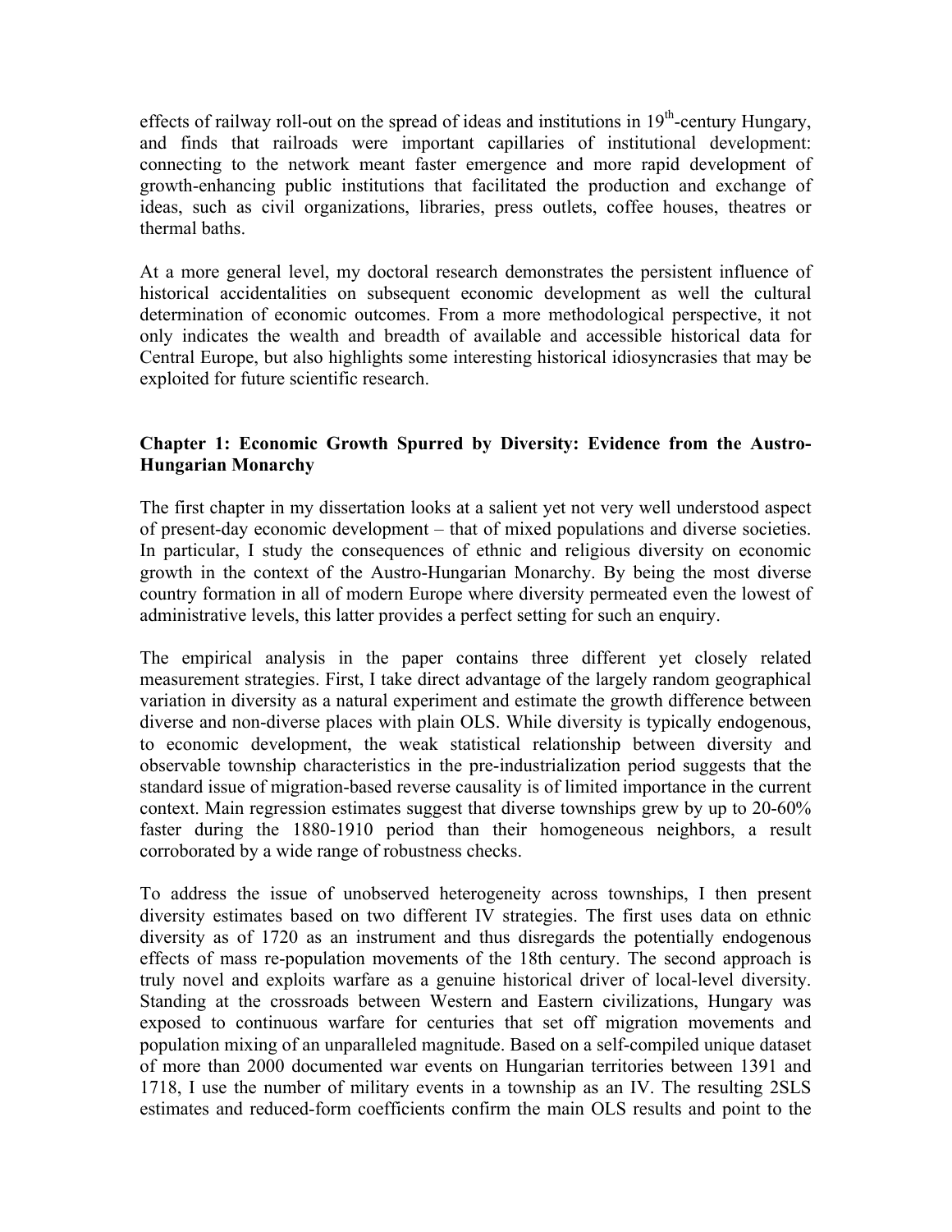effects of railway roll-out on the spread of ideas and institutions in 19th-century Hungary, and finds that railroads were important capillaries of institutional development: connecting to the network meant faster emergence and more rapid development of growth-enhancing public institutions that facilitated the production and exchange of ideas, such as civil organizations, libraries, press outlets, coffee houses, theatres or thermal baths.

At a more general level, my doctoral research demonstrates the persistent influence of historical accidentalities on subsequent economic development as well the cultural determination of economic outcomes. From a more methodological perspective, it not only indicates the wealth and breadth of available and accessible historical data for Central Europe, but also highlights some interesting historical idiosyncrasies that may be exploited for future scientific research.

### Chapter 1: Economic Growth Spurred by Diversity: Evidence from the Austro-Hungarian Monarchy

The first chapter in my dissertation looks at a salient yet not very well understood aspect of present-day economic development – that of mixed populations and diverse societies. In particular, I study the consequences of ethnic and religious diversity on economic growth in the context of the Austro-Hungarian Monarchy. By being the most diverse country formation in all of modern Europe where diversity permeated even the lowest of administrative levels, this latter provides a perfect setting for such an enquiry.

The empirical analysis in the paper contains three different yet closely related measurement strategies. First, I take direct advantage of the largely random geographical variation in diversity as a natural experiment and estimate the growth difference between diverse and non-diverse places with plain OLS. While diversity is typically endogenous, to economic development, the weak statistical relationship between diversity and observable township characteristics in the pre-industrialization period suggests that the standard issue of migration-based reverse causality is of limited importance in the current context. Main regression estimates suggest that diverse townships grew by up to 20-60% faster during the 1880-1910 period than their homogeneous neighbors, a result corroborated by a wide range of robustness checks.

To address the issue of unobserved heterogeneity across townships, I then present diversity estimates based on two different IV strategies. The first uses data on ethnic diversity as of 1720 as an instrument and thus disregards the potentially endogenous effects of mass re-population movements of the 18th century. The second approach is truly novel and exploits warfare as a genuine historical driver of local-level diversity. Standing at the crossroads between Western and Eastern civilizations, Hungary was exposed to continuous warfare for centuries that set off migration movements and population mixing of an unparalleled magnitude. Based on a self-compiled unique dataset of more than 2000 documented war events on Hungarian territories between 1391 and 1718, I use the number of military events in a township as an IV. The resulting 2SLS estimates and reduced-form coefficients confirm the main OLS results and point to the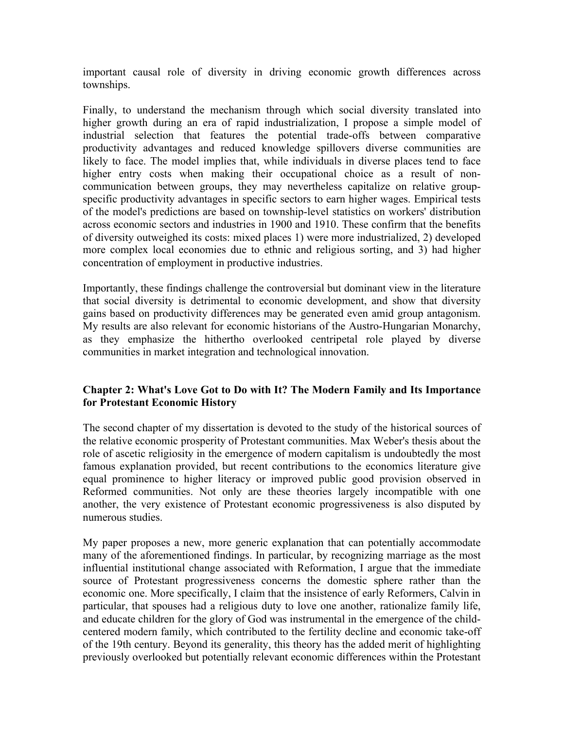important causal role of diversity in driving economic growth differences across townships.

Finally, to understand the mechanism through which social diversity translated into higher growth during an era of rapid industrialization, I propose a simple model of industrial selection that features the potential trade-offs between comparative productivity advantages and reduced knowledge spillovers diverse communities are likely to face. The model implies that, while individuals in diverse places tend to face higher entry costs when making their occupational choice as a result of non-communication between groups, they may nevertheless capitalize on relative group-specific productivity advantages in specific sectors to earn higher wages. Empirical tests of the model's predictions are based on township-level statistics on workers' distribution across economic sectors and industries in 1900 and 1910. These confirm that the benefits of diversity outweighed its costs: mixed places 1) were more industrialized, 2) developed more complex local economies due to ethnic and religious sorting, and 3) had higher concentration of employment in productive industries.

Importantly, these findings challenge the controversial but dominant view in the literature that social diversity is detrimental to economic development, and show that diversity gains based on productivity differences may be generated even amid group antagonism. My results are also relevant for economic historians of the Austro-Hungarian Monarchy, as they emphasize the hithertho overlooked centripetal role played by diverse communities in market integration and technological innovation.

### Chapter 2: What's Love Got to Do with It? The Modern Family and Its Importance for Protestant Economic History

The second chapter of my dissertation is devoted to the study of the historical sources of the relative economic prosperity of Protestant communities. Max Weber's thesis about the role of ascetic religiosity in the emergence of modern capitalism is undoubtedly the most famous explanation provided, but recent contributions to the economics literature give equal prominence to higher literacy or improved public good provision observed in Reformed communities. Not only are these theories largely incompatible with one another, the very existence of Protestant economic progressiveness is also disputed by numerous studies.

My paper proposes a new, more generic explanation that can potentially accommodate many of the aforementioned findings. In particular, by recognizing marriage as the most influential institutional change associated with Reformation, I argue that the immediate source of Protestant progressiveness concerns the domestic sphere rather than the economic one. More specifically, I claim that the insistence of early Reformers, Calvin in particular, that spouses had a religious duty to love one another, rationalize family life, and educate children for the glory of God was instrumental in the emergence of the child-centered modern family, which contributed to the fertility decline and economic take-off of the 19th century. Beyond its generality, this theory has the added merit of highlighting previously overlooked but potentially relevant economic differences within the Protestant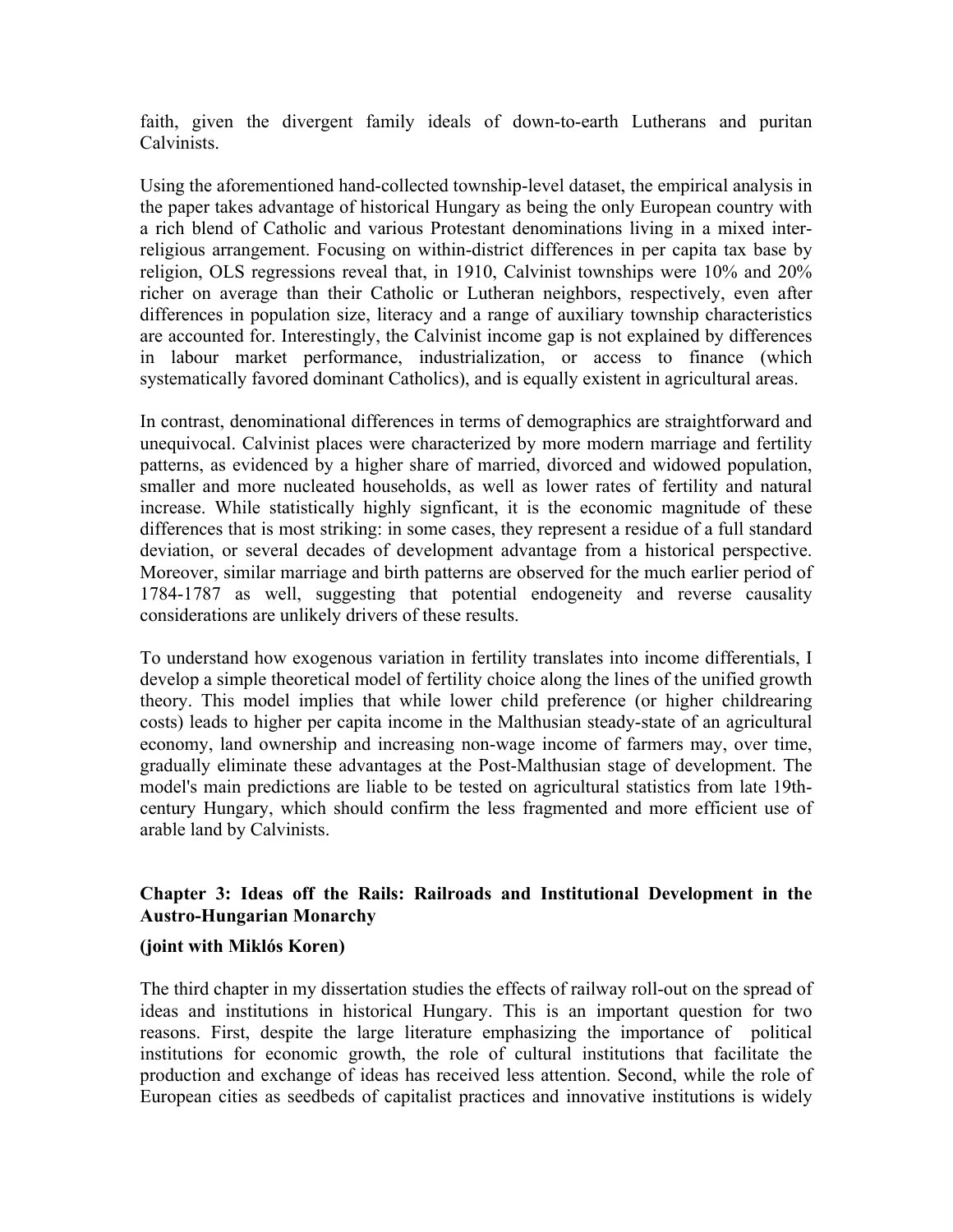faith, given the divergent family ideals of down-to-earth Lutherans and puritan Calvinists.

Using the aforementioned hand-collected township-level dataset, the empirical analysis in the paper takes advantage of historical Hungary as being the only European country with a rich blend of Catholic and various Protestant denominations living in a mixed inter-religious arrangement. Focusing on within-district differences in per capita tax base by religion, OLS regressions reveal that, in 1910, Calvinist townships were 10% and 20% richer on average than their Catholic or Lutheran neighbors, respectively, even after differences in population size, literacy and a range of auxiliary township characteristics are accounted for. Interestingly, the Calvinist income gap is not explained by differences in labour market performance, industrialization, or access to finance (which systematically favored dominant Catholics), and is equally existent in agricultural areas.

In contrast, denominational differences in terms of demographics are straightforward and unequivocal. Calvinist places were characterized by more modern marriage and fertility patterns, as evidenced by a higher share of married, divorced and widowed population, smaller and more nucleated households, as well as lower rates of fertility and natural increase. While statistically highly signficant, it is the economic magnitude of these differences that is most striking: in some cases, they represent a residue of a full standard deviation, or several decades of development advantage from a historical perspective. Moreover, similar marriage and birth patterns are observed for the much earlier period of 1784-1787 as well, suggesting that potential endogeneity and reverse causality considerations are unlikely drivers of these results.

To understand how exogenous variation in fertility translates into income differentials, I develop a simple theoretical model of fertility choice along the lines of the unified growth theory. This model implies that while lower child preference (or higher childrearing costs) leads to higher per capita income in the Malthusian steady-state of an agricultural economy, land ownership and increasing non-wage income of farmers may, over time, gradually eliminate these advantages at the Post-Malthusian stage of development. The model's main predictions are liable to be tested on agricultural statistics from late 19th-century Hungary, which should confirm the less fragmented and more efficient use of arable land by Calvinists.

### Chapter 3: Ideas off the Rails: Railroads and Institutional Development in the Austro-Hungarian Monarchy

**(joint with Miklós Koren)**

The third chapter in my dissertation studies the effects of railway roll-out on the spread of ideas and institutions in historical Hungary. This is an important question for two reasons. First, despite the large literature emphasizing the importance of political institutions for economic growth, the role of cultural institutions that facilitate the production and exchange of ideas has received less attention. Second, while the role of European cities as seedbeds of capitalist practices and innovative institutions is widely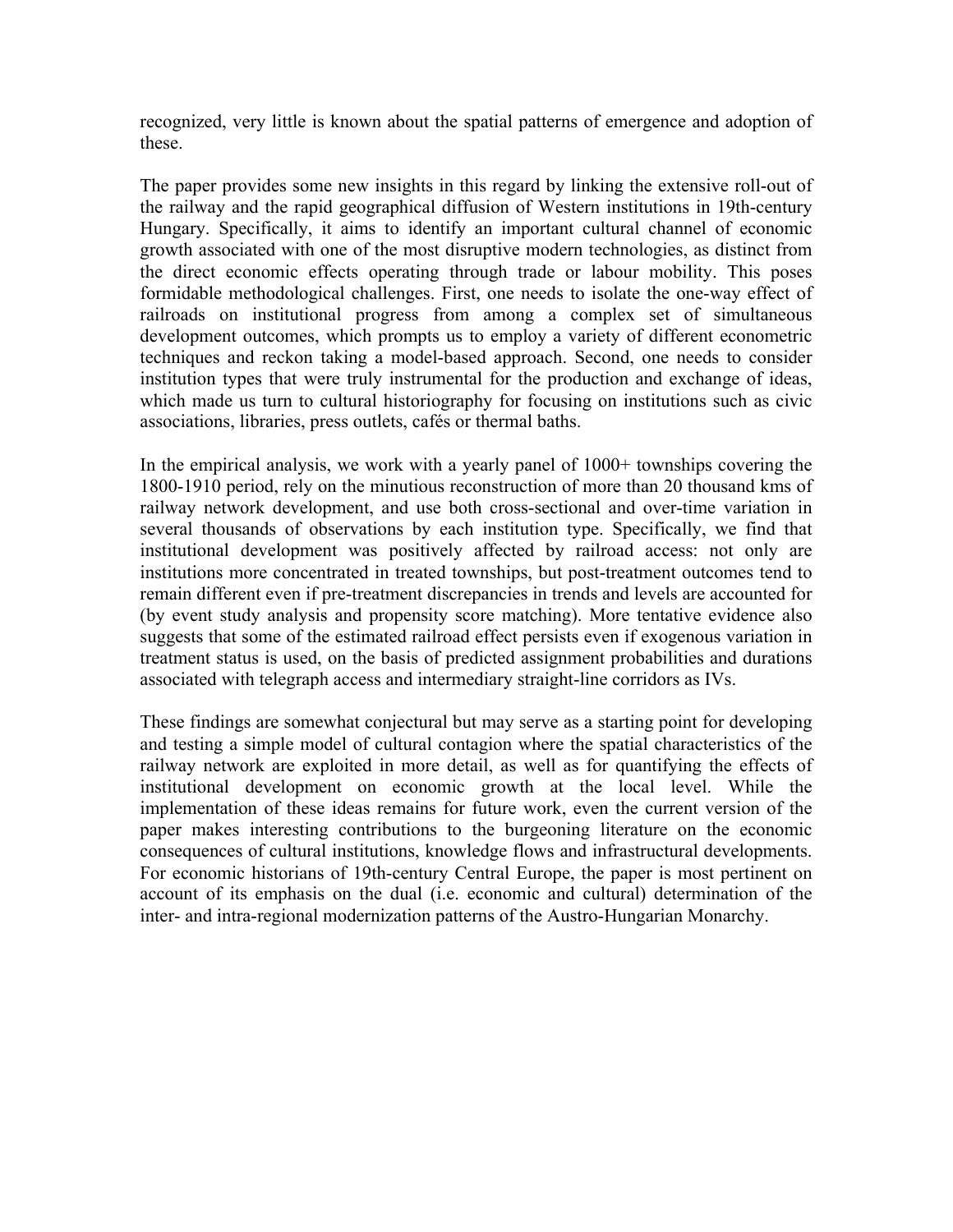recognized, very little is known about the spatial patterns of emergence and adoption of these.

The paper provides some new insights in this regard by linking the extensive roll-out of the railway and the rapid geographical diffusion of Western institutions in 19th-century Hungary. Specifically, it aims to identify an important cultural channel of economic growth associated with one of the most disruptive modern technologies, as distinct from the direct economic effects operating through trade or labour mobility. This poses formidable methodological challenges. First, one needs to isolate the one-way effect of railroads on institutional progress from among a complex set of simultaneous development outcomes, which prompts us to employ a variety of different econometric techniques and reckon taking a model-based approach. Second, one needs to consider institution types that were truly instrumental for the production and exchange of ideas, which made us turn to cultural historiography for focusing on institutions such as civic associations, libraries, press outlets, cafés or thermal baths.

In the empirical analysis, we work with a yearly panel of 1000+ townships covering the 1800-1910 period, rely on the minutious reconstruction of more than 20 thousand kms of railway network development, and use both cross-sectional and over-time variation in several thousands of observations by each institution type. Specifically, we find that institutional development was positively affected by railroad access: not only are institutions more concentrated in treated townships, but post-treatment outcomes tend to remain different even if pre-treatment discrepancies in trends and levels are accounted for (by event study analysis and propensity score matching). More tentative evidence also suggests that some of the estimated railroad effect persists even if exogenous variation in treatment status is used, on the basis of predicted assignment probabilities and durations associated with telegraph access and intermediary straight-line corridors as IVs.

These findings are somewhat conjectural but may serve as a starting point for developing and testing a simple model of cultural contagion where the spatial characteristics of the railway network are exploited in more detail, as well as for quantifying the effects of institutional development on economic growth at the local level. While the implementation of these ideas remains for future work, even the current version of the paper makes interesting contributions to the burgeoning literature on the economic consequences of cultural institutions, knowledge flows and infrastructural developments. For economic historians of 19th-century Central Europe, the paper is most pertinent on account of its emphasis on the dual (i.e. economic and cultural) determination of the inter- and intra-regional modernization patterns of the Austro-Hungarian Monarchy.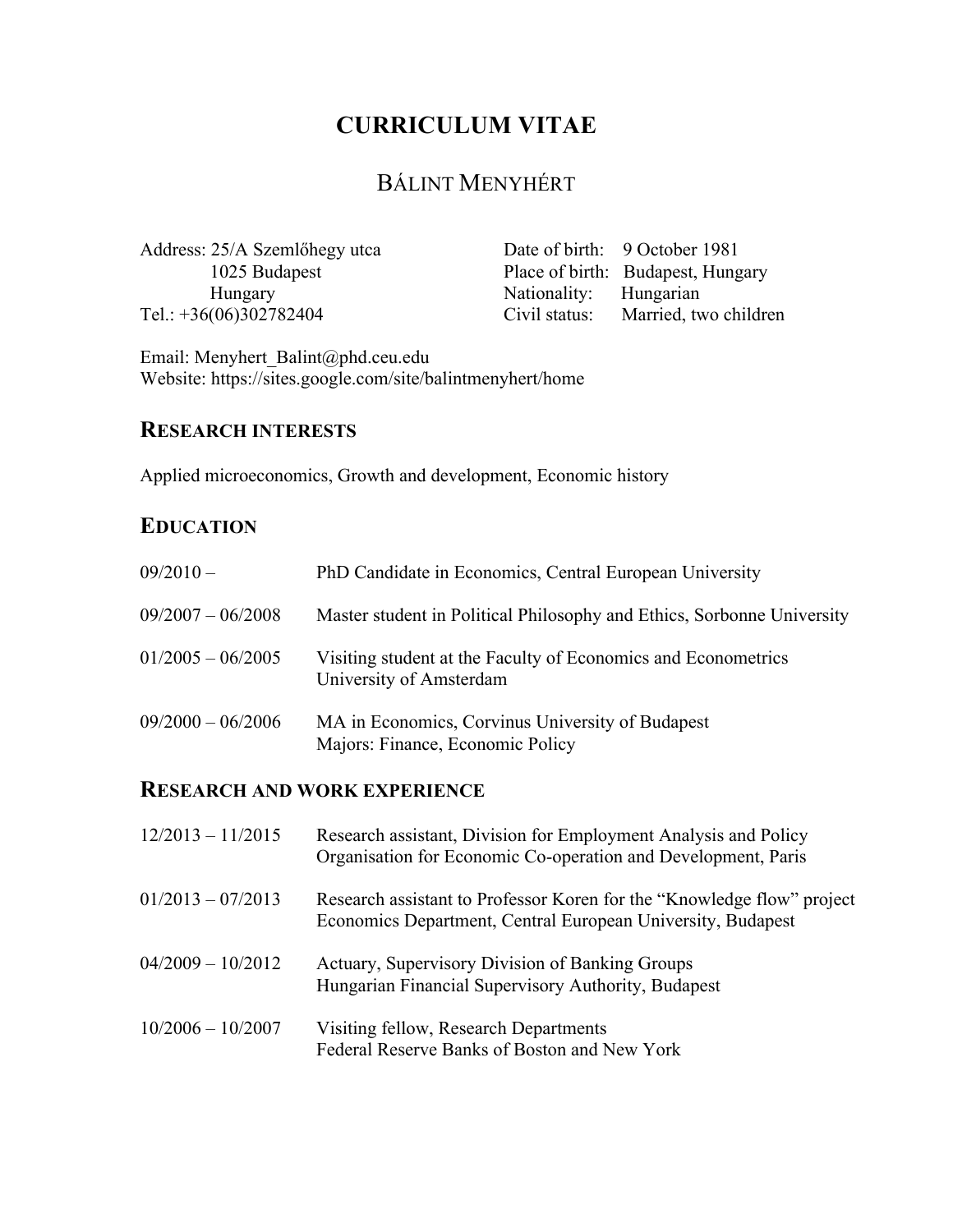# CURRICULUM VITAE

## BÁLINT MENYHÉRT

Address: 25/A Szemlőhegy utca
1025 Budapest
Hungary
Tel.: +36(06)302782404

Date of birth: 9 October 1981
Place of birth: Budapest, Hungary
Nationality: Hungarian
Civil status: Married, two children

Email: Menyhert_Balint@phd.ceu.edu
Website: https://sites.google.com/site/balintmenyhert/home

## RESEARCH INTERESTS

Applied microeconomics, Growth and development, Economic history

## EDUCATION

| | |
|---|---|
| 09/2010 – | PhD Candidate in Economics, Central European University |
| 09/2007 – 06/2008 | Master student in Political Philosophy and Ethics, Sorbonne University |
| 01/2005 – 06/2005 | Visiting student at the Faculty of Economics and Econometrics<br>University of Amsterdam |
| 09/2000 – 06/2006 | MA in Economics, Corvinus University of Budapest<br>Majors: Finance, Economic Policy |

## RESEARCH AND WORK EXPERIENCE

| | |
|---|---|
| 12/2013 – 11/2015 | Research assistant, Division for Employment Analysis and Policy<br>Organisation for Economic Co-operation and Development, Paris |
| 01/2013 – 07/2013 | Research assistant to Professor Koren for the "Knowledge flow" project<br>Economics Department, Central European University, Budapest |
| 04/2009 – 10/2012 | Actuary, Supervisory Division of Banking Groups<br>Hungarian Financial Supervisory Authority, Budapest |
| 10/2006 – 10/2007 | Visiting fellow, Research Departments<br>Federal Reserve Banks of Boston and New York |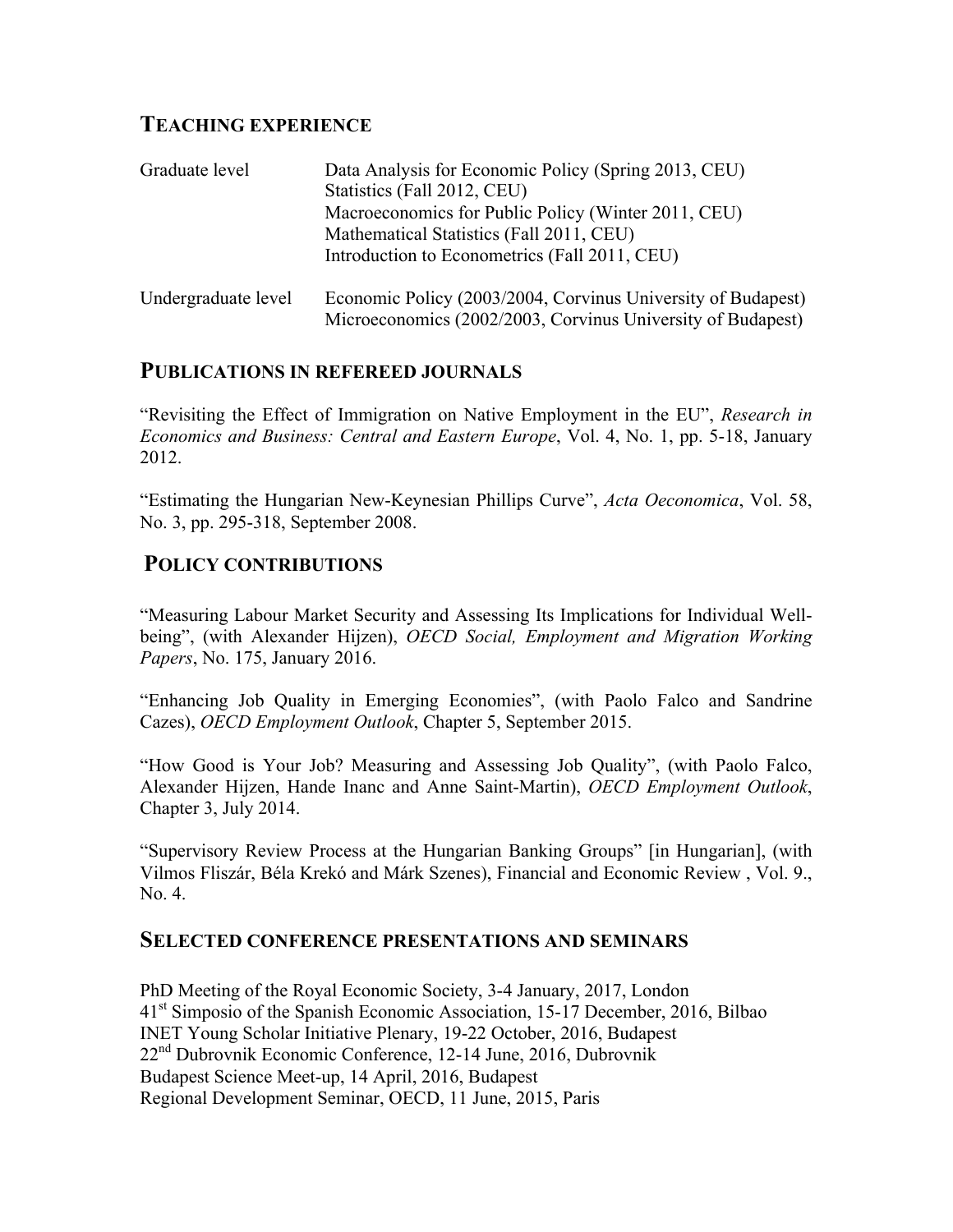## TEACHING EXPERIENCE

| | |
|---|---|
| Graduate level | Data Analysis for Economic Policy (Spring 2013, CEU)<br>Statistics (Fall 2012, CEU)<br>Macroeconomics for Public Policy (Winter 2011, CEU)<br>Mathematical Statistics (Fall 2011, CEU)<br>Introduction to Econometrics (Fall 2011, CEU) |
| Undergraduate level | Economic Policy (2003/2004, Corvinus University of Budapest)<br>Microeconomics (2002/2003, Corvinus University of Budapest) |

## PUBLICATIONS IN REFEREED JOURNALS

"Revisiting the Effect of Immigration on Native Employment in the EU", *Research in Economics and Business: Central and Eastern Europe*, Vol. 4, No. 1, pp. 5-18, January 2012.

"Estimating the Hungarian New-Keynesian Phillips Curve", *Acta Oeconomica*, Vol. 58, No. 3, pp. 295-318, September 2008.

## POLICY CONTRIBUTIONS

"Measuring Labour Market Security and Assessing Its Implications for Individual Well-being", (with Alexander Hijzen), *OECD Social, Employment and Migration Working Papers*, No. 175, January 2016.

"Enhancing Job Quality in Emerging Economies", (with Paolo Falco and Sandrine Cazes), *OECD Employment Outlook*, Chapter 5, September 2015.

"How Good is Your Job? Measuring and Assessing Job Quality", (with Paolo Falco, Alexander Hijzen, Hande Inanc and Anne Saint-Martin), *OECD Employment Outlook*, Chapter 3, July 2014.

"Supervisory Review Process at the Hungarian Banking Groups" [in Hungarian], (with Vilmos Fliszár, Béla Krekó and Márk Szenes), Financial and Economic Review , Vol. 9., No. 4.

## SELECTED CONFERENCE PRESENTATIONS AND SEMINARS

PhD Meeting of the Royal Economic Society, 3-4 January, 2017, London
41st Simposio of the Spanish Economic Association, 15-17 December, 2016, Bilbao
INET Young Scholar Initiative Plenary, 19-22 October, 2016, Budapest
22nd Dubrovnik Economic Conference, 12-14 June, 2016, Dubrovnik
Budapest Science Meet-up, 14 April, 2016, Budapest
Regional Development Seminar, OECD, 11 June, 2015, Paris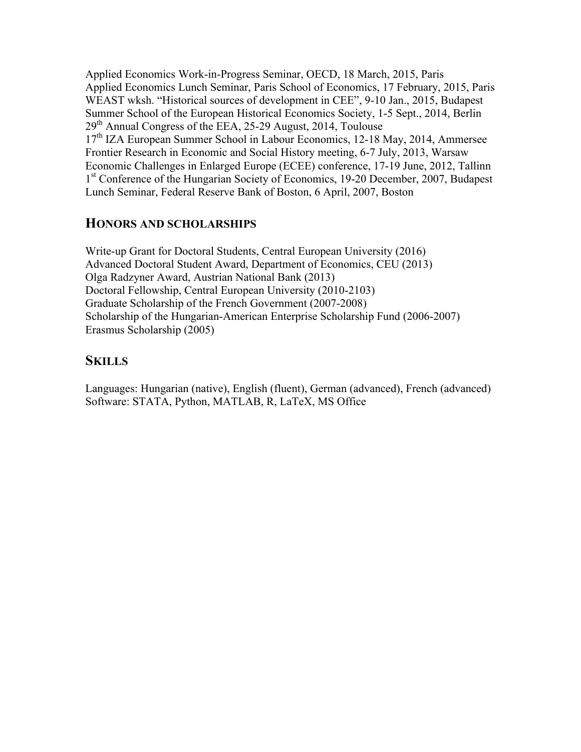Applied Economics Work-in-Progress Seminar, OECD, 18 March, 2015, Paris
Applied Economics Lunch Seminar, Paris School of Economics, 17 February, 2015, Paris
WEAST wksh. "Historical sources of development in CEE", 9-10 Jan., 2015, Budapest
Summer School of the European Historical Economics Society, 1-5 Sept., 2014, Berlin
29th Annual Congress of the EEA, 25-29 August, 2014, Toulouse
17th IZA European Summer School in Labour Economics, 12-18 May, 2014, Ammersee
Frontier Research in Economic and Social History meeting, 6-7 July, 2013, Warsaw
Economic Challenges in Enlarged Europe (ECEE) conference, 17-19 June, 2012, Tallinn
1st Conference of the Hungarian Society of Economics, 19-20 December, 2007, Budapest
Lunch Seminar, Federal Reserve Bank of Boston, 6 April, 2007, Boston

## HONORS AND SCHOLARSHIPS

Write-up Grant for Doctoral Students, Central European University (2016)
Advanced Doctoral Student Award, Department of Economics, CEU (2013)
Olga Radzyner Award, Austrian National Bank (2013)
Doctoral Fellowship, Central European University (2010-2103)
Graduate Scholarship of the French Government (2007-2008)
Scholarship of the Hungarian-American Enterprise Scholarship Fund (2006-2007)
Erasmus Scholarship (2005)

## SKILLS

Languages: Hungarian (native), English (fluent), German (advanced), French (advanced)
Software: STATA, Python, MATLAB, R, LaTeX, MS Office